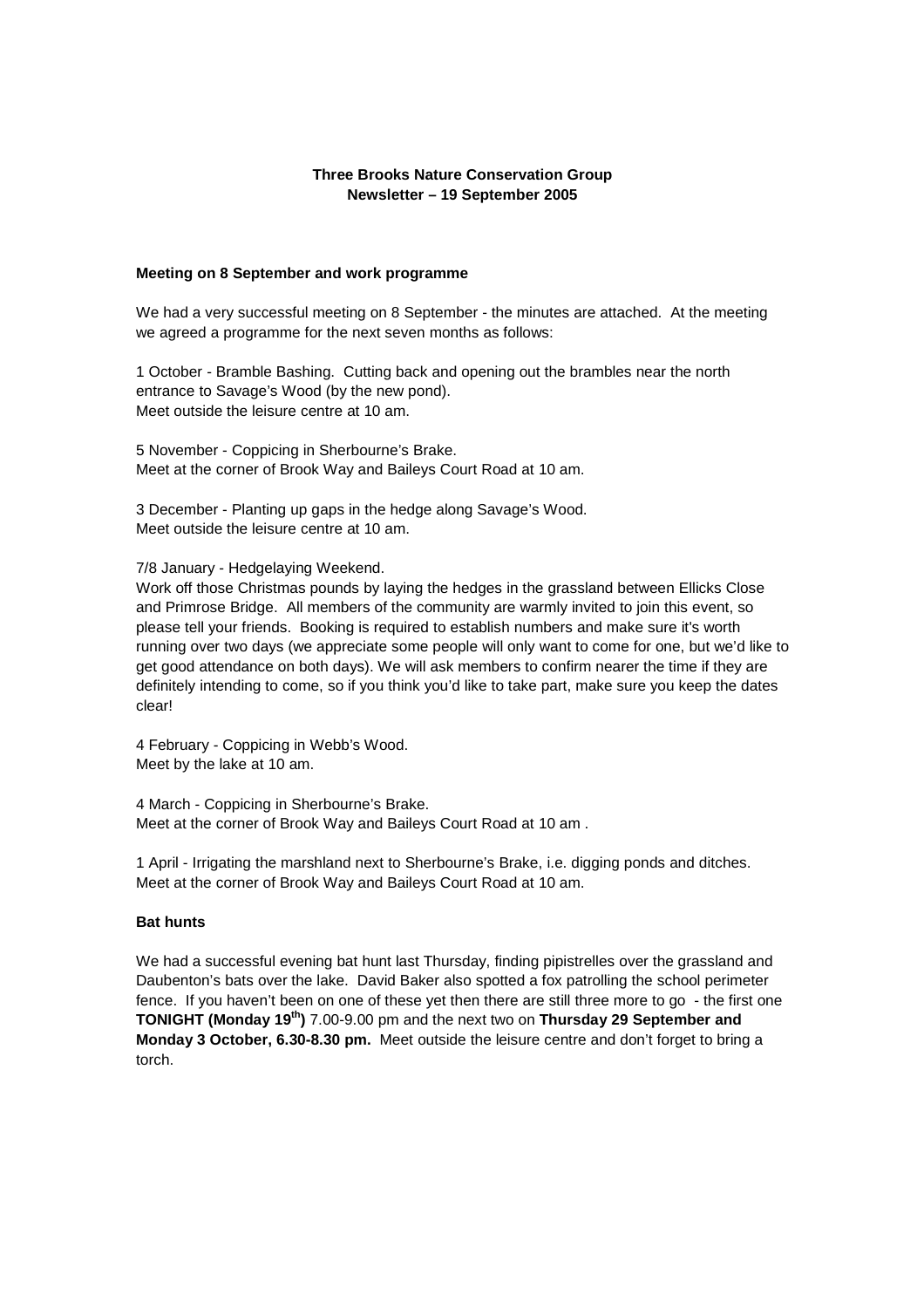# Three Brooks Nature Conservation Group
## Newsletter – 19 September 2005

### Meeting on 8 September and work programme

We had a very successful meeting on 8 September - the minutes are attached. At the meeting we agreed a programme for the next seven months as follows:

1 October - Bramble Bashing. Cutting back and opening out the brambles near the north entrance to Savage's Wood (by the new pond).
Meet outside the leisure centre at 10 am.

5 November - Coppicing in Sherbourne's Brake.
Meet at the corner of Brook Way and Baileys Court Road at 10 am.

3 December - Planting up gaps in the hedge along Savage's Wood.
Meet outside the leisure centre at 10 am.

7/8 January - Hedgelaying Weekend.
Work off those Christmas pounds by laying the hedges in the grassland between Ellicks Close and Primrose Bridge. All members of the community are warmly invited to join this event, so please tell your friends. Booking is required to establish numbers and make sure it's worth running over two days (we appreciate some people will only want to come for one, but we'd like to get good attendance on both days). We will ask members to confirm nearer the time if they are definitely intending to come, so if you think you'd like to take part, make sure you keep the dates clear!

4 February - Coppicing in Webb's Wood.
Meet by the lake at 10 am.

4 March - Coppicing in Sherbourne's Brake.
Meet at the corner of Brook Way and Baileys Court Road at 10 am .

1 April - Irrigating the marshland next to Sherbourne's Brake, i.e. digging ponds and ditches.
Meet at the corner of Brook Way and Baileys Court Road at 10 am.

### Bat hunts

We had a successful evening bat hunt last Thursday, finding pipistrelles over the grassland and Daubenton's bats over the lake. David Baker also spotted a fox patrolling the school perimeter fence. If you haven't been on one of these yet then there are still three more to go - the first one **TONIGHT (Monday 19th)** 7.00-9.00 pm and the next two on **Thursday 29 September and Monday 3 October, 6.30-8.30 pm.** Meet outside the leisure centre and don't forget to bring a torch.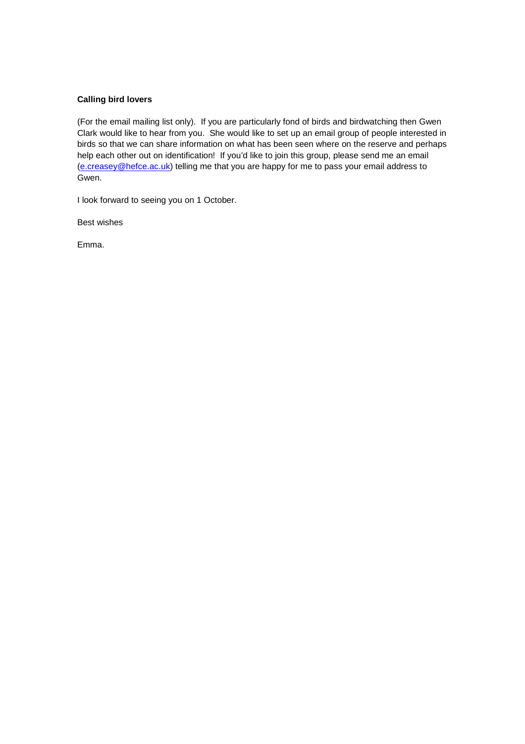**Calling bird lovers**

(For the email mailing list only). If you are particularly fond of birds and birdwatching then Gwen Clark would like to hear from you. She would like to set up an email group of people interested in birds so that we can share information on what has been seen where on the reserve and perhaps help each other out on identification! If you'd like to join this group, please send me an email (e.creasey@hefce.ac.uk) telling me that you are happy for me to pass your email address to Gwen.

I look forward to seeing you on 1 October.

Best wishes

Emma.